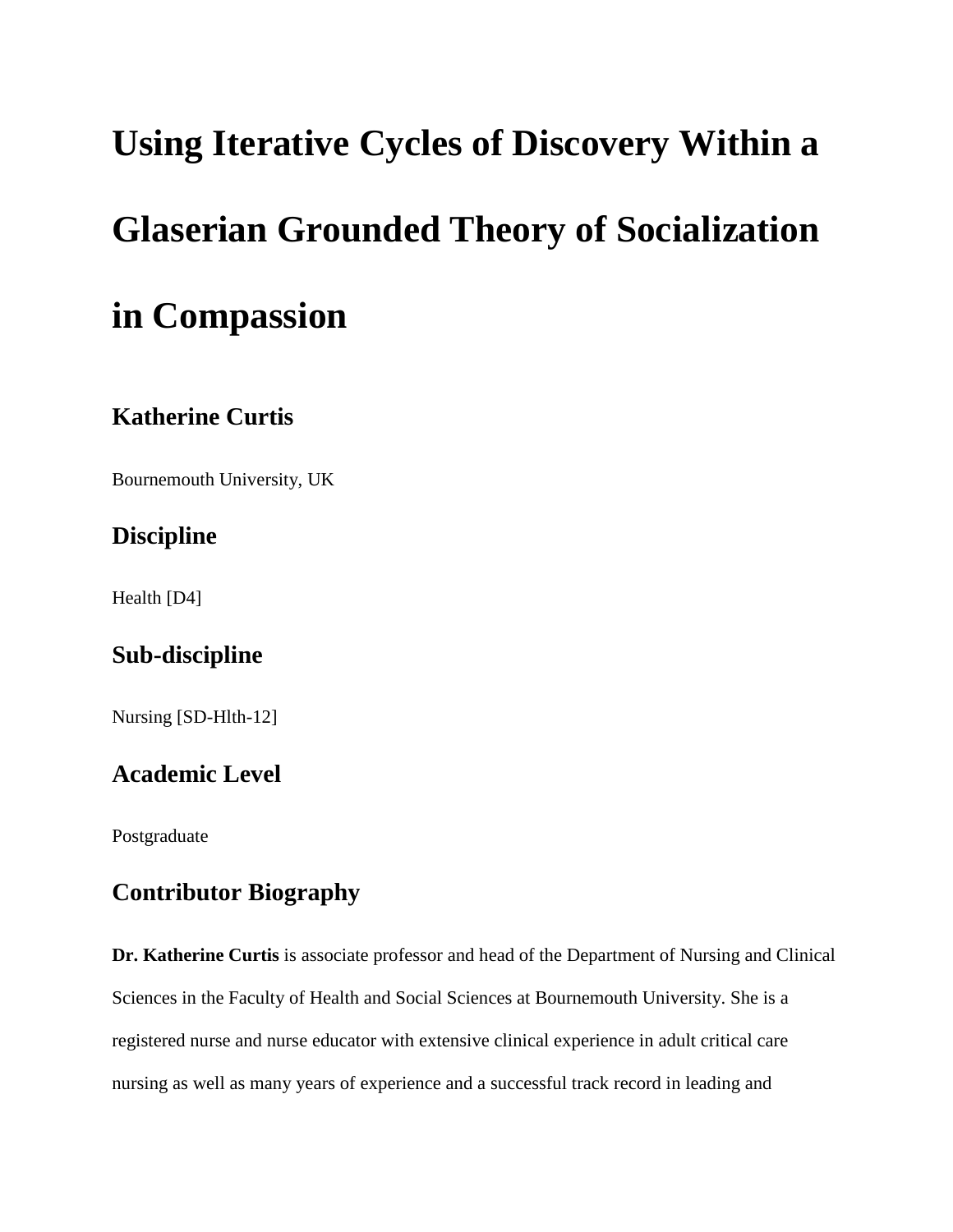# Using Iterative Cycles of Discovery Within a Glaserian Grounded Theory of Socialization in Compassion

## Katherine Curtis

Bournemouth University, UK

## Discipline

Health [D4]

## Sub-discipline

Nursing [SD-Hlth-12]

## Academic Level

Postgraduate

## Contributor Biography

**Dr. Katherine Curtis** is associate professor and head of the Department of Nursing and Clinical Sciences in the Faculty of Health and Social Sciences at Bournemouth University. She is a registered nurse and nurse educator with extensive clinical experience in adult critical care nursing as well as many years of experience and a successful track record in leading and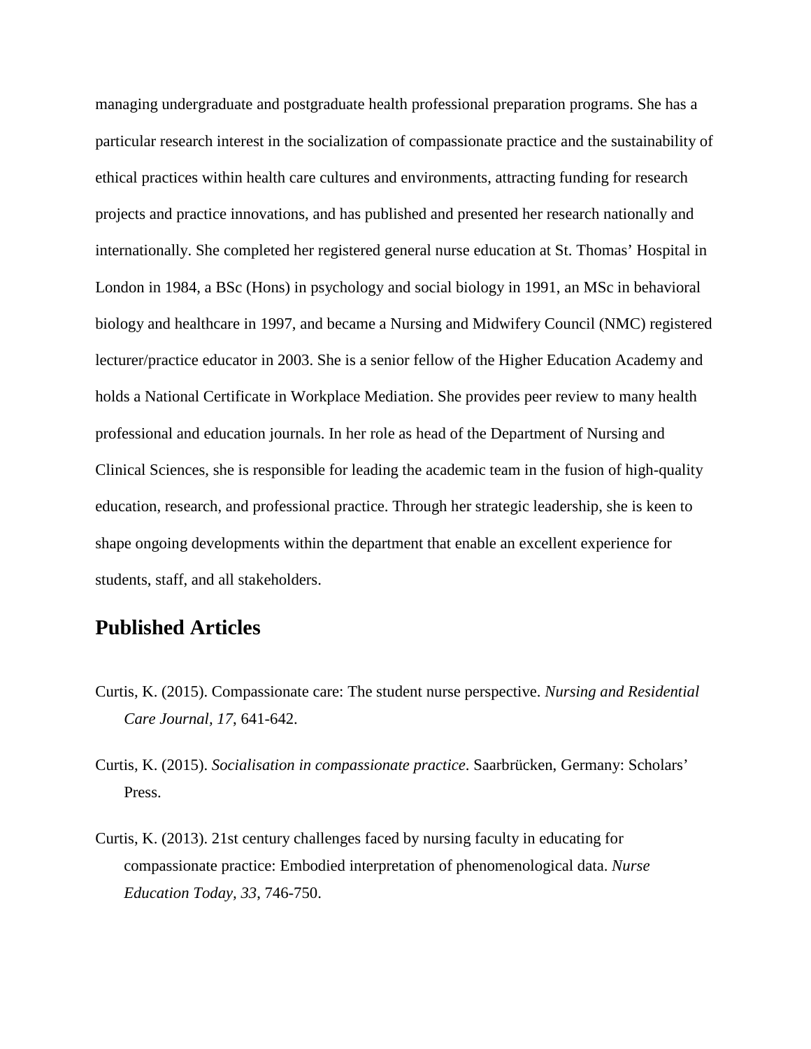managing undergraduate and postgraduate health professional preparation programs. She has a particular research interest in the socialization of compassionate practice and the sustainability of ethical practices within health care cultures and environments, attracting funding for research projects and practice innovations, and has published and presented her research nationally and internationally. She completed her registered general nurse education at St. Thomas' Hospital in London in 1984, a BSc (Hons) in psychology and social biology in 1991, an MSc in behavioral biology and healthcare in 1997, and became a Nursing and Midwifery Council (NMC) registered lecturer/practice educator in 2003. She is a senior fellow of the Higher Education Academy and holds a National Certificate in Workplace Mediation. She provides peer review to many health professional and education journals. In her role as head of the Department of Nursing and Clinical Sciences, she is responsible for leading the academic team in the fusion of high-quality education, research, and professional practice. Through her strategic leadership, she is keen to shape ongoing developments within the department that enable an excellent experience for students, staff, and all stakeholders.

## Published Articles

Curtis, K. (2015). Compassionate care: The student nurse perspective. *Nursing and Residential Care Journal, 17*, 641-642.

Curtis, K. (2015). *Socialisation in compassionate practice*. Saarbrücken, Germany: Scholars' Press.

Curtis, K. (2013). 21st century challenges faced by nursing faculty in educating for compassionate practice: Embodied interpretation of phenomenological data. *Nurse Education Today, 33*, 746-750.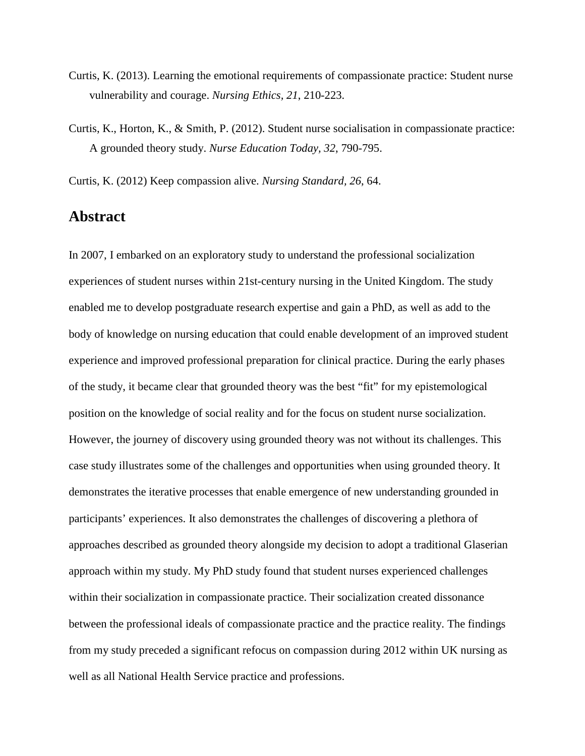Curtis, K. (2013). Learning the emotional requirements of compassionate practice: Student nurse vulnerability and courage. *Nursing Ethics, 21*, 210-223.

Curtis, K., Horton, K., & Smith, P. (2012). Student nurse socialisation in compassionate practice: A grounded theory study. *Nurse Education Today, 32*, 790-795.

Curtis, K. (2012) Keep compassion alive. *Nursing Standard, 26*, 64.

## Abstract

In 2007, I embarked on an exploratory study to understand the professional socialization experiences of student nurses within 21st-century nursing in the United Kingdom. The study enabled me to develop postgraduate research expertise and gain a PhD, as well as add to the body of knowledge on nursing education that could enable development of an improved student experience and improved professional preparation for clinical practice. During the early phases of the study, it became clear that grounded theory was the best "fit" for my epistemological position on the knowledge of social reality and for the focus on student nurse socialization. However, the journey of discovery using grounded theory was not without its challenges. This case study illustrates some of the challenges and opportunities when using grounded theory. It demonstrates the iterative processes that enable emergence of new understanding grounded in participants' experiences. It also demonstrates the challenges of discovering a plethora of approaches described as grounded theory alongside my decision to adopt a traditional Glaserian approach within my study. My PhD study found that student nurses experienced challenges within their socialization in compassionate practice. Their socialization created dissonance between the professional ideals of compassionate practice and the practice reality. The findings from my study preceded a significant refocus on compassion during 2012 within UK nursing as well as all National Health Service practice and professions.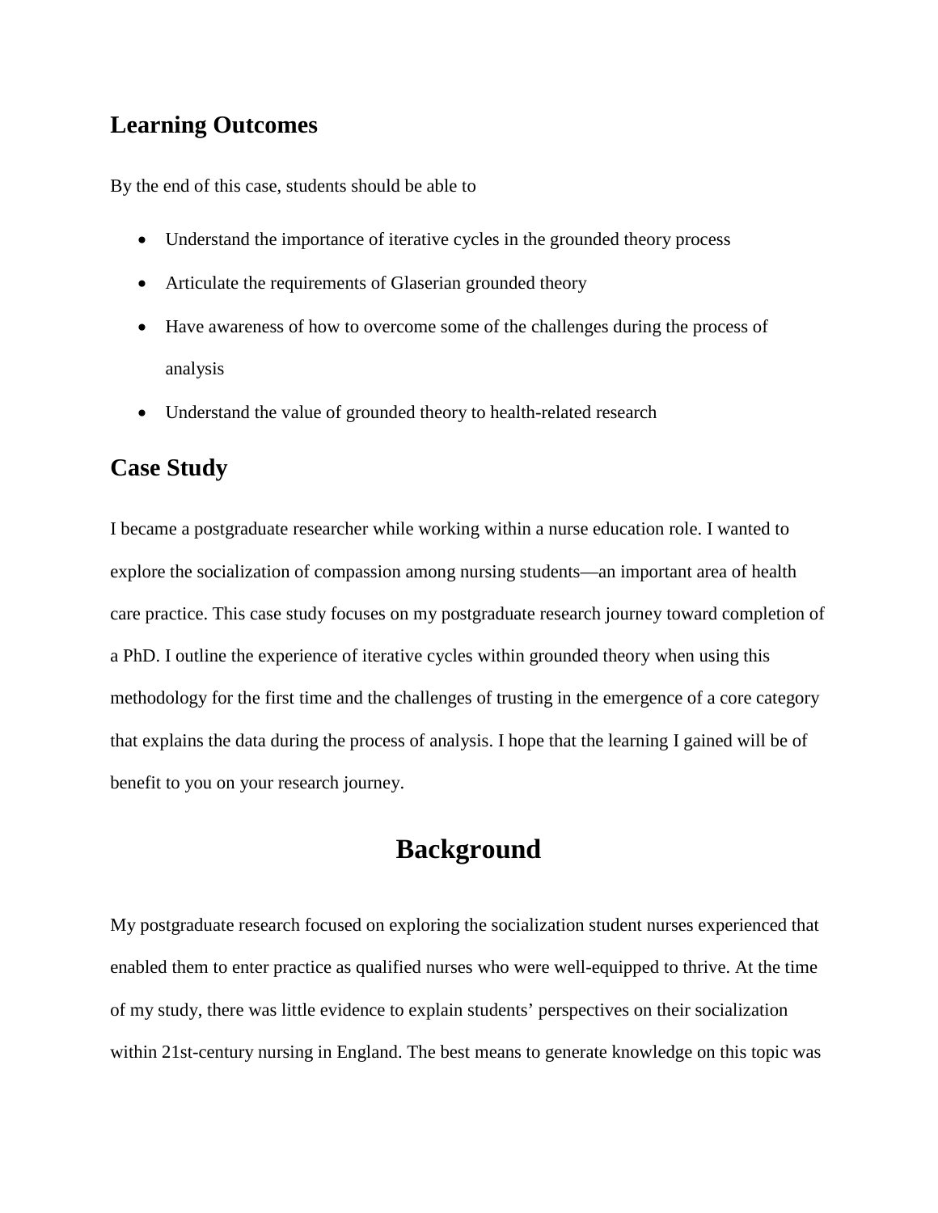## Learning Outcomes

By the end of this case, students should be able to

- Understand the importance of iterative cycles in the grounded theory process
- Articulate the requirements of Glaserian grounded theory
- Have awareness of how to overcome some of the challenges during the process of analysis
- Understand the value of grounded theory to health-related research

## Case Study

I became a postgraduate researcher while working within a nurse education role. I wanted to explore the socialization of compassion among nursing students—an important area of health care practice. This case study focuses on my postgraduate research journey toward completion of a PhD. I outline the experience of iterative cycles within grounded theory when using this methodology for the first time and the challenges of trusting in the emergence of a core category that explains the data during the process of analysis. I hope that the learning I gained will be of benefit to you on your research journey.

# Background

My postgraduate research focused on exploring the socialization student nurses experienced that enabled them to enter practice as qualified nurses who were well-equipped to thrive. At the time of my study, there was little evidence to explain students' perspectives on their socialization within 21st-century nursing in England. The best means to generate knowledge on this topic was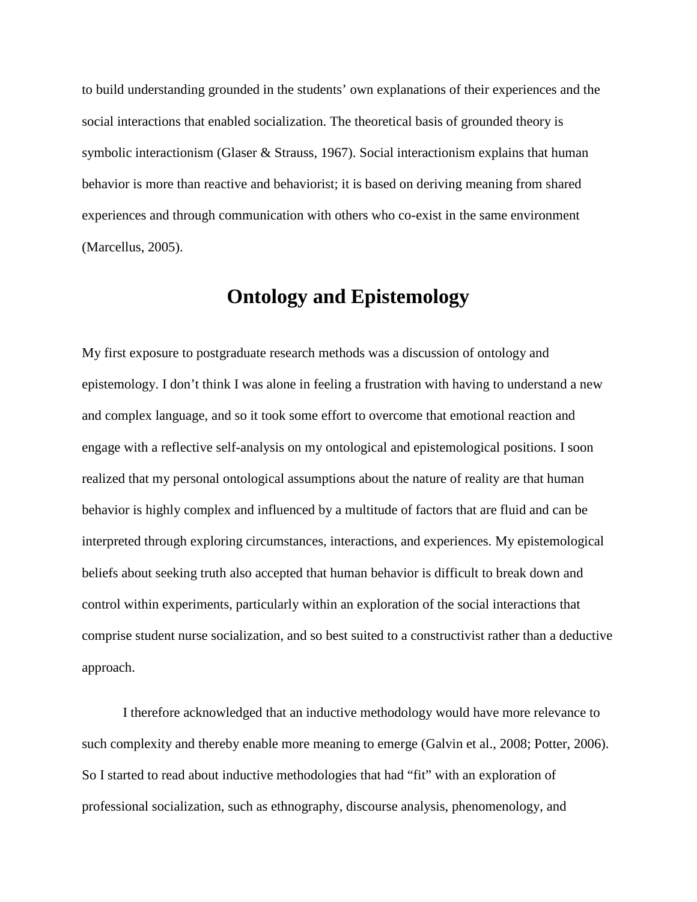to build understanding grounded in the students' own explanations of their experiences and the social interactions that enabled socialization. The theoretical basis of grounded theory is symbolic interactionism (Glaser & Strauss, 1967). Social interactionism explains that human behavior is more than reactive and behaviorist; it is based on deriving meaning from shared experiences and through communication with others who co-exist in the same environment (Marcellus, 2005).

## Ontology and Epistemology

My first exposure to postgraduate research methods was a discussion of ontology and epistemology. I don't think I was alone in feeling a frustration with having to understand a new and complex language, and so it took some effort to overcome that emotional reaction and engage with a reflective self-analysis on my ontological and epistemological positions. I soon realized that my personal ontological assumptions about the nature of reality are that human behavior is highly complex and influenced by a multitude of factors that are fluid and can be interpreted through exploring circumstances, interactions, and experiences. My epistemological beliefs about seeking truth also accepted that human behavior is difficult to break down and control within experiments, particularly within an exploration of the social interactions that comprise student nurse socialization, and so best suited to a constructivist rather than a deductive approach.

I therefore acknowledged that an inductive methodology would have more relevance to such complexity and thereby enable more meaning to emerge (Galvin et al., 2008; Potter, 2006). So I started to read about inductive methodologies that had "fit" with an exploration of professional socialization, such as ethnography, discourse analysis, phenomenology, and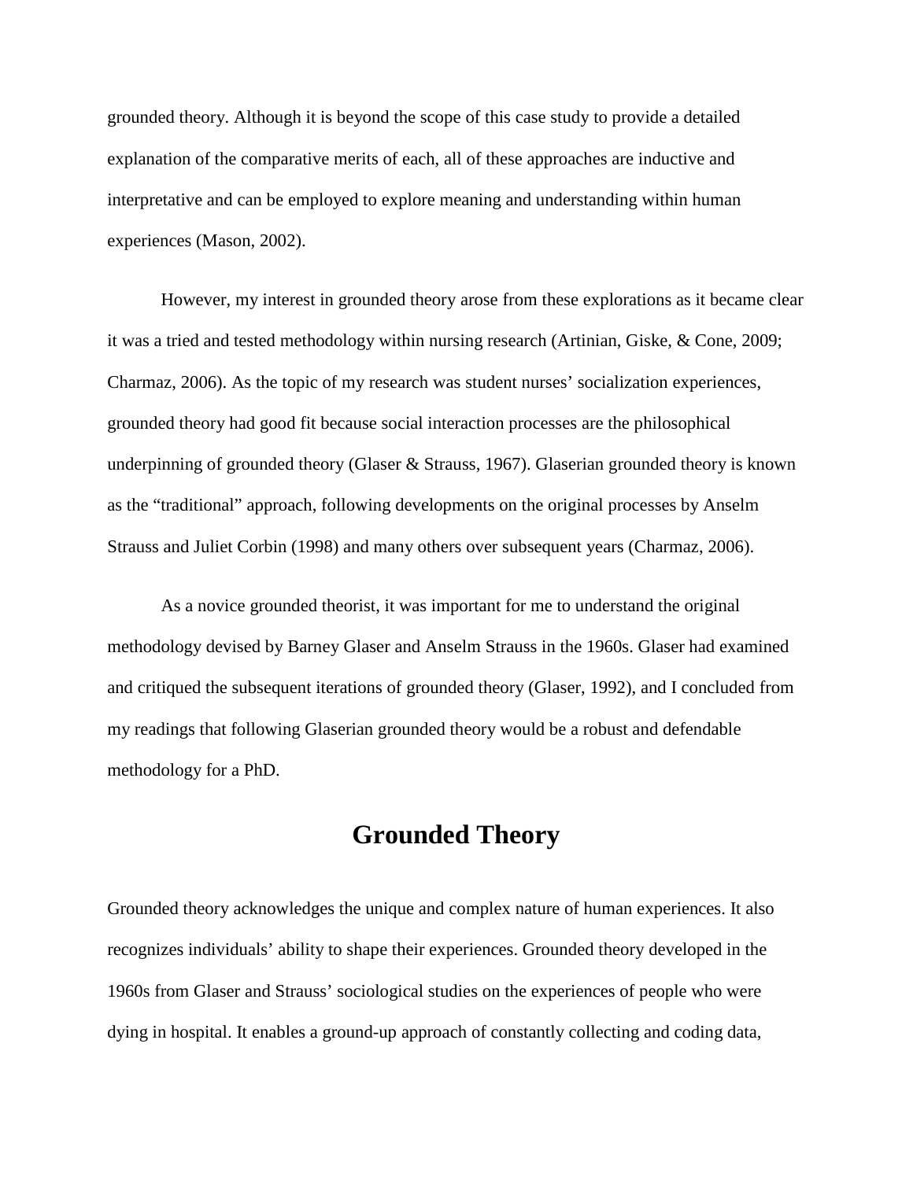grounded theory. Although it is beyond the scope of this case study to provide a detailed explanation of the comparative merits of each, all of these approaches are inductive and interpretative and can be employed to explore meaning and understanding within human experiences (Mason, 2002).

However, my interest in grounded theory arose from these explorations as it became clear it was a tried and tested methodology within nursing research (Artinian, Giske, & Cone, 2009; Charmaz, 2006). As the topic of my research was student nurses' socialization experiences, grounded theory had good fit because social interaction processes are the philosophical underpinning of grounded theory (Glaser & Strauss, 1967). Glaserian grounded theory is known as the "traditional" approach, following developments on the original processes by Anselm Strauss and Juliet Corbin (1998) and many others over subsequent years (Charmaz, 2006).

As a novice grounded theorist, it was important for me to understand the original methodology devised by Barney Glaser and Anselm Strauss in the 1960s. Glaser had examined and critiqued the subsequent iterations of grounded theory (Glaser, 1992), and I concluded from my readings that following Glaserian grounded theory would be a robust and defendable methodology for a PhD.

## Grounded Theory

Grounded theory acknowledges the unique and complex nature of human experiences. It also recognizes individuals' ability to shape their experiences. Grounded theory developed in the 1960s from Glaser and Strauss' sociological studies on the experiences of people who were dying in hospital. It enables a ground-up approach of constantly collecting and coding data,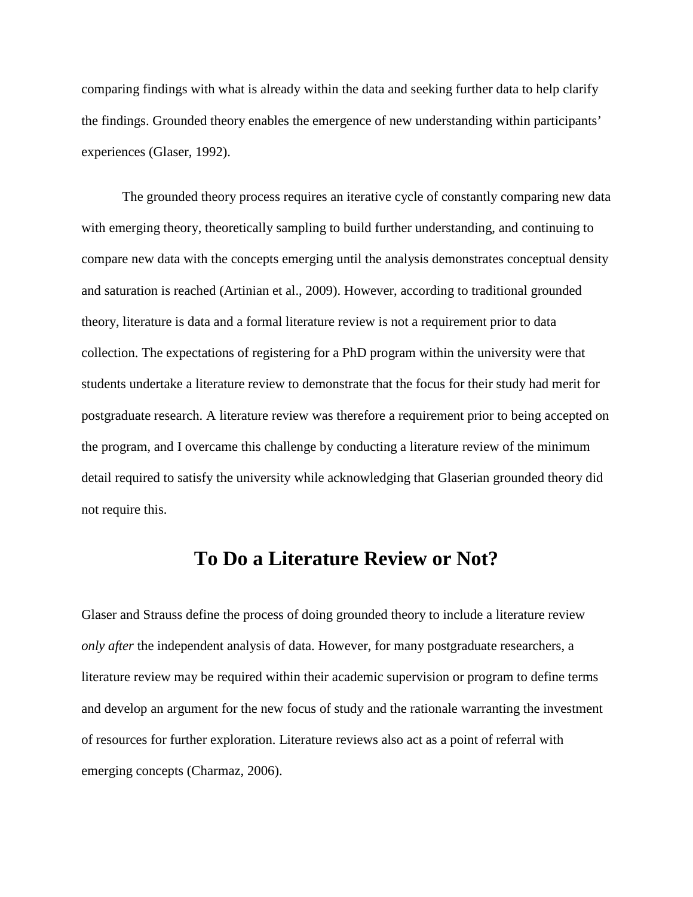comparing findings with what is already within the data and seeking further data to help clarify the findings. Grounded theory enables the emergence of new understanding within participants' experiences (Glaser, 1992).

The grounded theory process requires an iterative cycle of constantly comparing new data with emerging theory, theoretically sampling to build further understanding, and continuing to compare new data with the concepts emerging until the analysis demonstrates conceptual density and saturation is reached (Artinian et al., 2009). However, according to traditional grounded theory, literature is data and a formal literature review is not a requirement prior to data collection. The expectations of registering for a PhD program within the university were that students undertake a literature review to demonstrate that the focus for their study had merit for postgraduate research. A literature review was therefore a requirement prior to being accepted on the program, and I overcame this challenge by conducting a literature review of the minimum detail required to satisfy the university while acknowledging that Glaserian grounded theory did not require this.

## To Do a Literature Review or Not?

Glaser and Strauss define the process of doing grounded theory to include a literature review *only after* the independent analysis of data. However, for many postgraduate researchers, a literature review may be required within their academic supervision or program to define terms and develop an argument for the new focus of study and the rationale warranting the investment of resources for further exploration. Literature reviews also act as a point of referral with emerging concepts (Charmaz, 2006).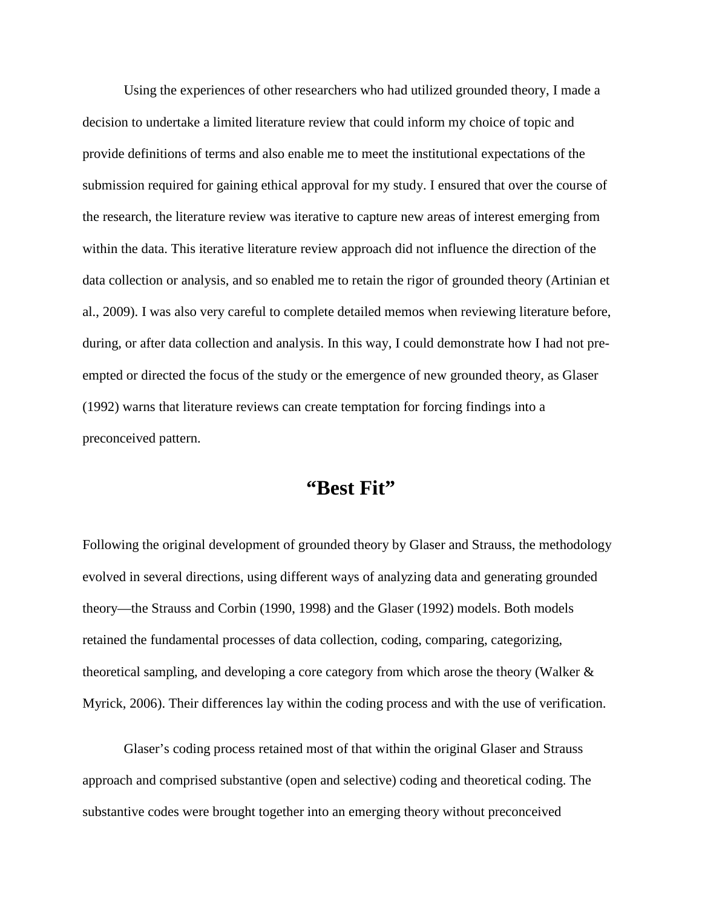Using the experiences of other researchers who had utilized grounded theory, I made a decision to undertake a limited literature review that could inform my choice of topic and provide definitions of terms and also enable me to meet the institutional expectations of the submission required for gaining ethical approval for my study. I ensured that over the course of the research, the literature review was iterative to capture new areas of interest emerging from within the data. This iterative literature review approach did not influence the direction of the data collection or analysis, and so enabled me to retain the rigor of grounded theory (Artinian et al., 2009). I was also very careful to complete detailed memos when reviewing literature before, during, or after data collection and analysis. In this way, I could demonstrate how I had not pre-empted or directed the focus of the study or the emergence of new grounded theory, as Glaser (1992) warns that literature reviews can create temptation for forcing findings into a preconceived pattern.

## “Best Fit”

Following the original development of grounded theory by Glaser and Strauss, the methodology evolved in several directions, using different ways of analyzing data and generating grounded theory—the Strauss and Corbin (1990, 1998) and the Glaser (1992) models. Both models retained the fundamental processes of data collection, coding, comparing, categorizing, theoretical sampling, and developing a core category from which arose the theory (Walker & Myrick, 2006). Their differences lay within the coding process and with the use of verification.

Glaser’s coding process retained most of that within the original Glaser and Strauss approach and comprised substantive (open and selective) coding and theoretical coding. The substantive codes were brought together into an emerging theory without preconceived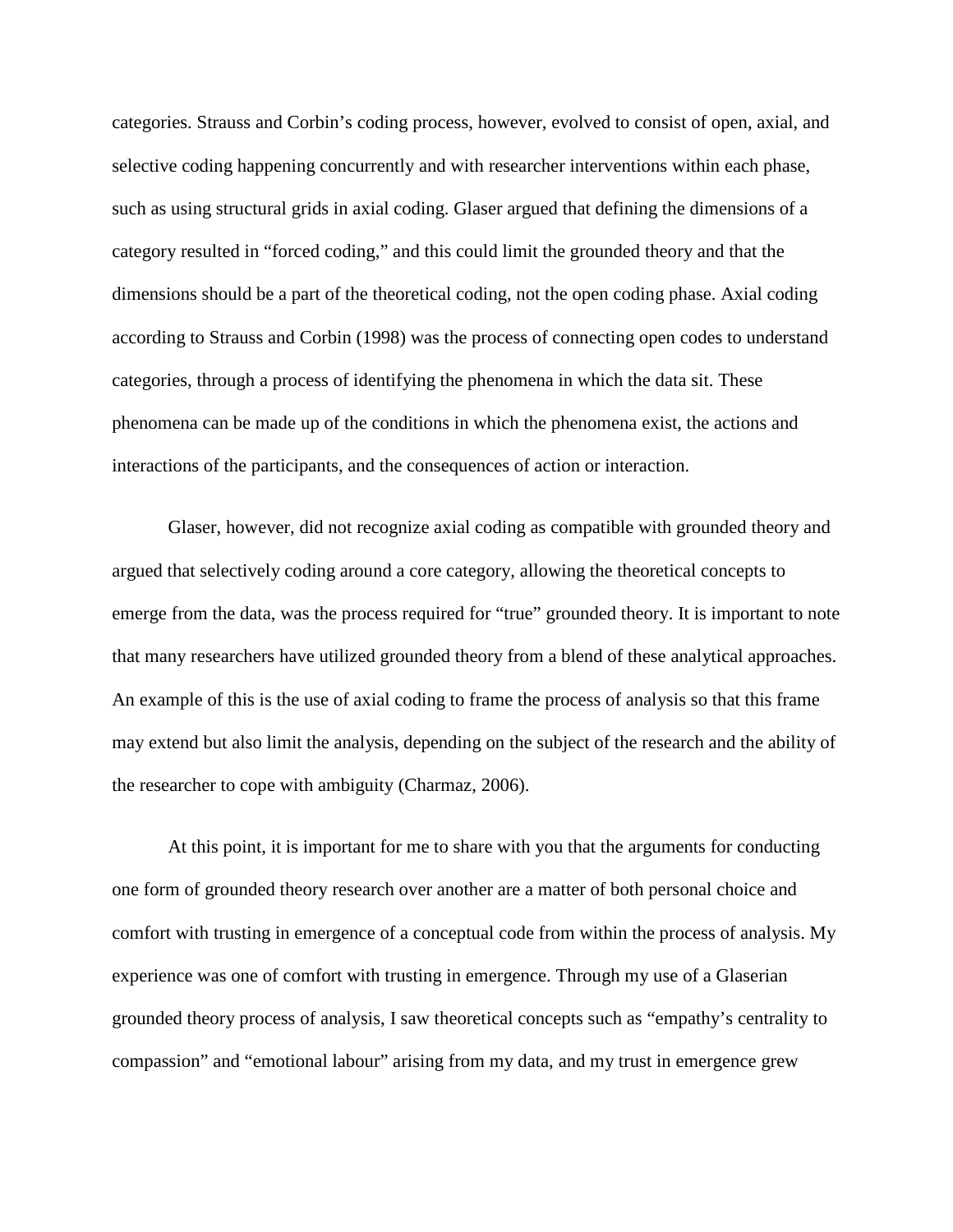categories. Strauss and Corbin's coding process, however, evolved to consist of open, axial, and selective coding happening concurrently and with researcher interventions within each phase, such as using structural grids in axial coding. Glaser argued that defining the dimensions of a category resulted in "forced coding," and this could limit the grounded theory and that the dimensions should be a part of the theoretical coding, not the open coding phase. Axial coding according to Strauss and Corbin (1998) was the process of connecting open codes to understand categories, through a process of identifying the phenomena in which the data sit. These phenomena can be made up of the conditions in which the phenomena exist, the actions and interactions of the participants, and the consequences of action or interaction.

Glaser, however, did not recognize axial coding as compatible with grounded theory and argued that selectively coding around a core category, allowing the theoretical concepts to emerge from the data, was the process required for "true" grounded theory. It is important to note that many researchers have utilized grounded theory from a blend of these analytical approaches. An example of this is the use of axial coding to frame the process of analysis so that this frame may extend but also limit the analysis, depending on the subject of the research and the ability of the researcher to cope with ambiguity (Charmaz, 2006).

At this point, it is important for me to share with you that the arguments for conducting one form of grounded theory research over another are a matter of both personal choice and comfort with trusting in emergence of a conceptual code from within the process of analysis. My experience was one of comfort with trusting in emergence. Through my use of a Glaserian grounded theory process of analysis, I saw theoretical concepts such as "empathy's centrality to compassion" and "emotional labour" arising from my data, and my trust in emergence grew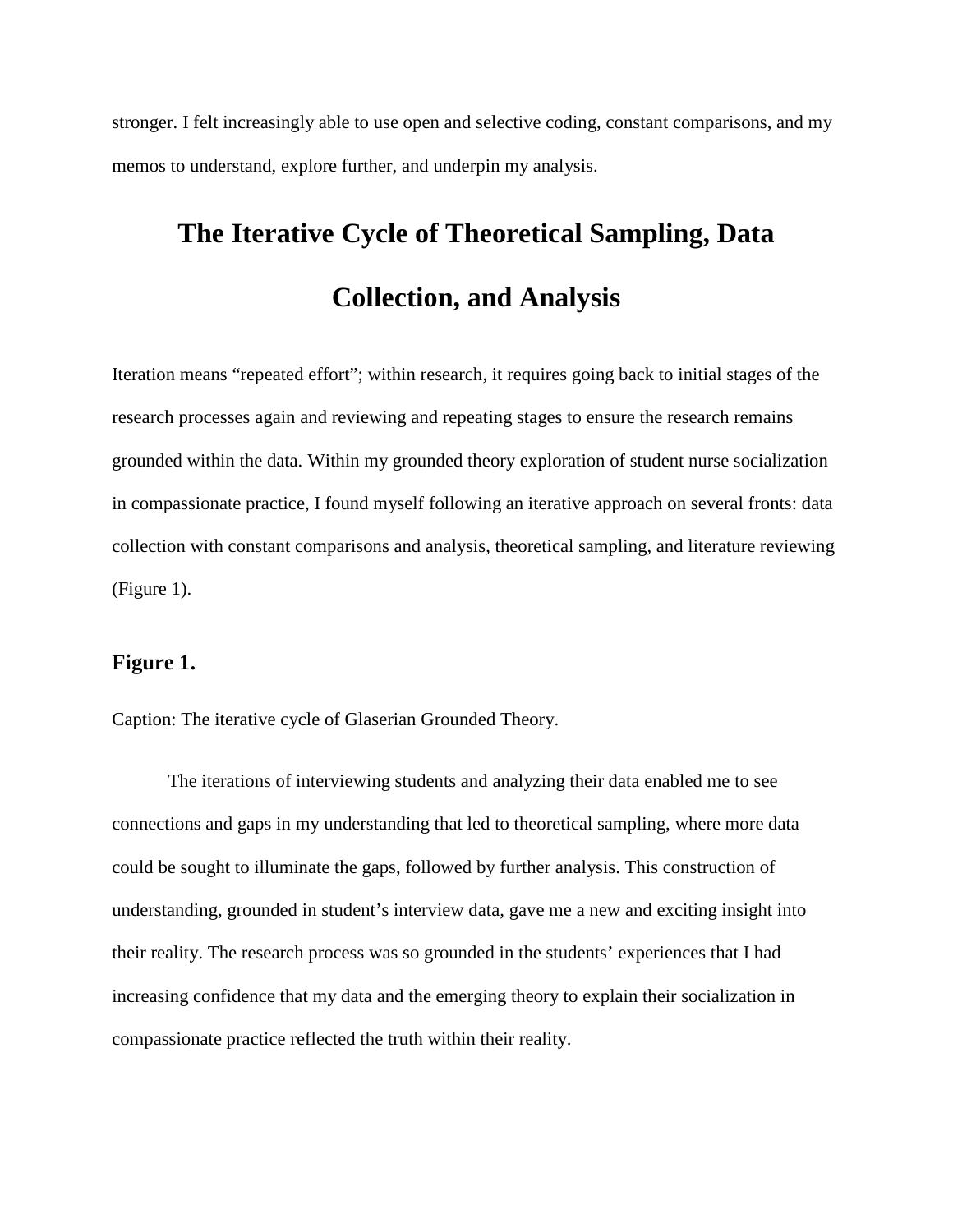stronger. I felt increasingly able to use open and selective coding, constant comparisons, and my memos to understand, explore further, and underpin my analysis.

# The Iterative Cycle of Theoretical Sampling, Data Collection, and Analysis

Iteration means "repeated effort"; within research, it requires going back to initial stages of the research processes again and reviewing and repeating stages to ensure the research remains grounded within the data. Within my grounded theory exploration of student nurse socialization in compassionate practice, I found myself following an iterative approach on several fronts: data collection with constant comparisons and analysis, theoretical sampling, and literature reviewing (Figure 1).

### Figure 1.

Caption: The iterative cycle of Glaserian Grounded Theory.

The iterations of interviewing students and analyzing their data enabled me to see connections and gaps in my understanding that led to theoretical sampling, where more data could be sought to illuminate the gaps, followed by further analysis. This construction of understanding, grounded in student's interview data, gave me a new and exciting insight into their reality. The research process was so grounded in the students' experiences that I had increasing confidence that my data and the emerging theory to explain their socialization in compassionate practice reflected the truth within their reality.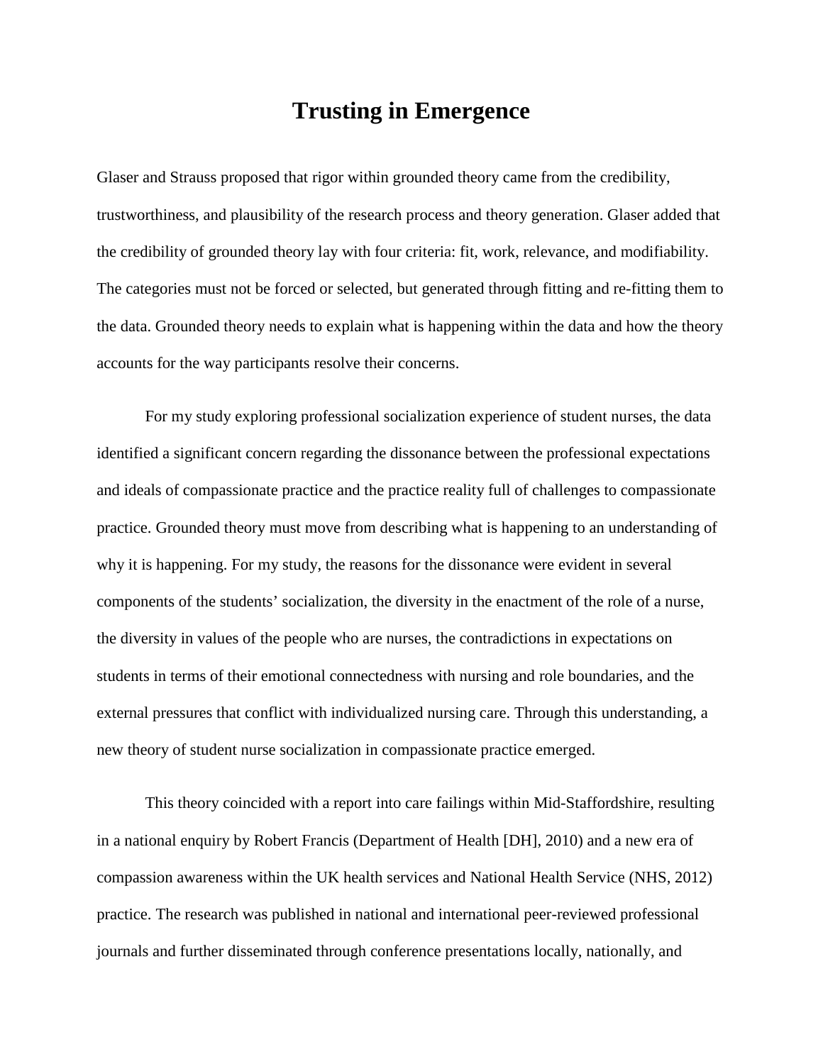# Trusting in Emergence

Glaser and Strauss proposed that rigor within grounded theory came from the credibility, trustworthiness, and plausibility of the research process and theory generation. Glaser added that the credibility of grounded theory lay with four criteria: fit, work, relevance, and modifiability. The categories must not be forced or selected, but generated through fitting and re-fitting them to the data. Grounded theory needs to explain what is happening within the data and how the theory accounts for the way participants resolve their concerns.

For my study exploring professional socialization experience of student nurses, the data identified a significant concern regarding the dissonance between the professional expectations and ideals of compassionate practice and the practice reality full of challenges to compassionate practice. Grounded theory must move from describing what is happening to an understanding of why it is happening. For my study, the reasons for the dissonance were evident in several components of the students' socialization, the diversity in the enactment of the role of a nurse, the diversity in values of the people who are nurses, the contradictions in expectations on students in terms of their emotional connectedness with nursing and role boundaries, and the external pressures that conflict with individualized nursing care. Through this understanding, a new theory of student nurse socialization in compassionate practice emerged.

This theory coincided with a report into care failings within Mid-Staffordshire, resulting in a national enquiry by Robert Francis (Department of Health [DH], 2010) and a new era of compassion awareness within the UK health services and National Health Service (NHS, 2012) practice. The research was published in national and international peer-reviewed professional journals and further disseminated through conference presentations locally, nationally, and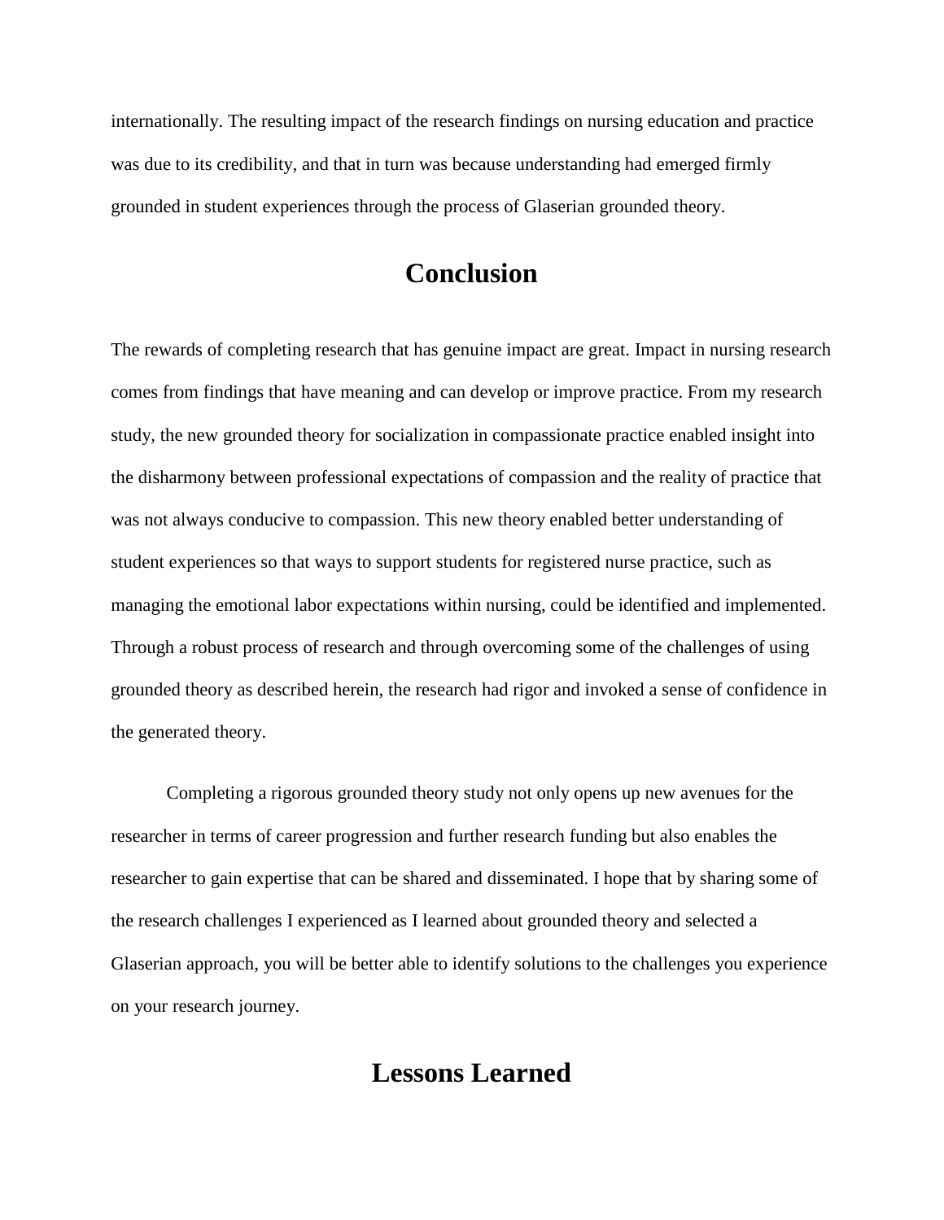internationally. The resulting impact of the research findings on nursing education and practice was due to its credibility, and that in turn was because understanding had emerged firmly grounded in student experiences through the process of Glaserian grounded theory.

## Conclusion

The rewards of completing research that has genuine impact are great. Impact in nursing research comes from findings that have meaning and can develop or improve practice. From my research study, the new grounded theory for socialization in compassionate practice enabled insight into the disharmony between professional expectations of compassion and the reality of practice that was not always conducive to compassion. This new theory enabled better understanding of student experiences so that ways to support students for registered nurse practice, such as managing the emotional labor expectations within nursing, could be identified and implemented. Through a robust process of research and through overcoming some of the challenges of using grounded theory as described herein, the research had rigor and invoked a sense of confidence in the generated theory.

Completing a rigorous grounded theory study not only opens up new avenues for the researcher in terms of career progression and further research funding but also enables the researcher to gain expertise that can be shared and disseminated. I hope that by sharing some of the research challenges I experienced as I learned about grounded theory and selected a Glaserian approach, you will be better able to identify solutions to the challenges you experience on your research journey.

## Lessons Learned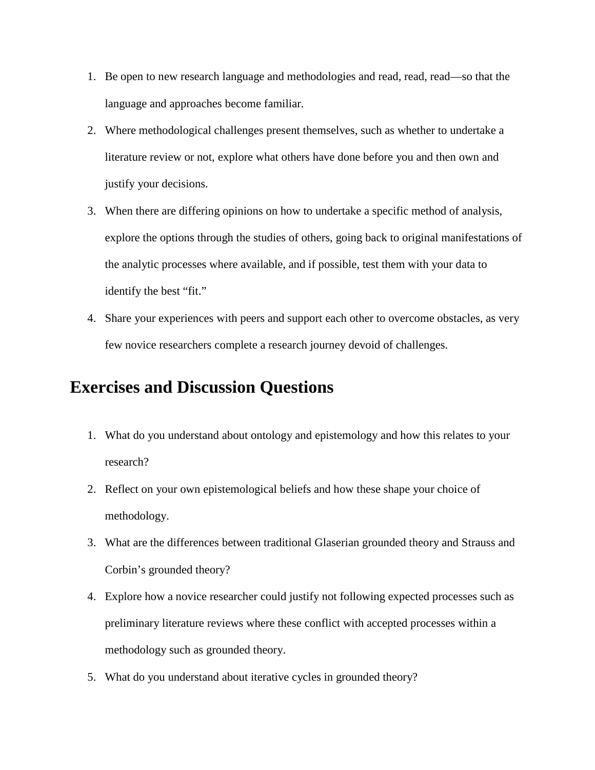1. Be open to new research language and methodologies and read, read, read—so that the language and approaches become familiar.
2. Where methodological challenges present themselves, such as whether to undertake a literature review or not, explore what others have done before you and then own and justify your decisions.
3. When there are differing opinions on how to undertake a specific method of analysis, explore the options through the studies of others, going back to original manifestations of the analytic processes where available, and if possible, test them with your data to identify the best "fit."
4. Share your experiences with peers and support each other to overcome obstacles, as very few novice researchers complete a research journey devoid of challenges.

# Exercises and Discussion Questions

1. What do you understand about ontology and epistemology and how this relates to your research?
2. Reflect on your own epistemological beliefs and how these shape your choice of methodology.
3. What are the differences between traditional Glaserian grounded theory and Strauss and Corbin's grounded theory?
4. Explore how a novice researcher could justify not following expected processes such as preliminary literature reviews where these conflict with accepted processes within a methodology such as grounded theory.
5. What do you understand about iterative cycles in grounded theory?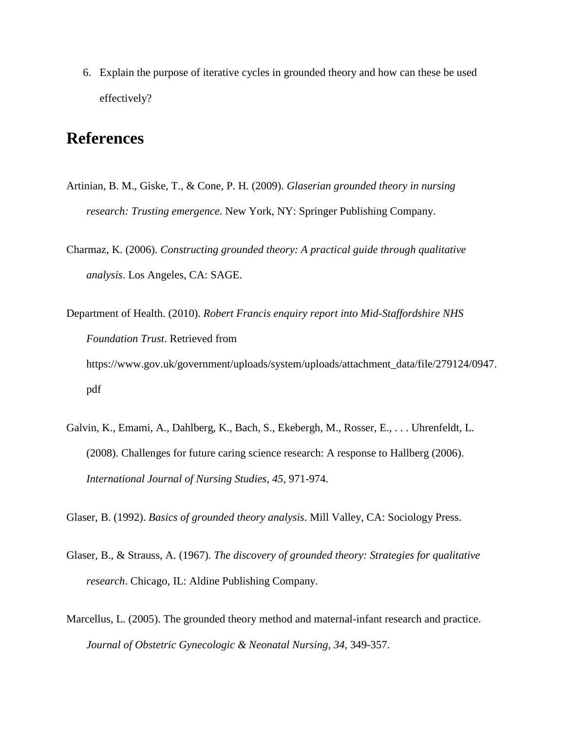6. Explain the purpose of iterative cycles in grounded theory and how can these be used effectively?

## References

Artinian, B. M., Giske, T., & Cone, P. H. (2009). *Glaserian grounded theory in nursing research: Trusting emergence*. New York, NY: Springer Publishing Company.

Charmaz, K. (2006). *Constructing grounded theory: A practical guide through qualitative analysis*. Los Angeles, CA: SAGE.

Department of Health. (2010). *Robert Francis enquiry report into Mid-Staffordshire NHS Foundation Trust*. Retrieved from https://www.gov.uk/government/uploads/system/uploads/attachment_data/file/279124/0947.pdf

Galvin, K., Emami, A., Dahlberg, K., Bach, S., Ekebergh, M., Rosser, E., . . . Uhrenfeldt, L. (2008). Challenges for future caring science research: A response to Hallberg (2006). *International Journal of Nursing Studies*, *45*, 971-974.

Glaser, B. (1992). *Basics of grounded theory analysis*. Mill Valley, CA: Sociology Press.

Glaser, B., & Strauss, A. (1967). *The discovery of grounded theory: Strategies for qualitative research*. Chicago, IL: Aldine Publishing Company.

Marcellus, L. (2005). The grounded theory method and maternal-infant research and practice. *Journal of Obstetric Gynecologic & Neonatal Nursing, 34*, 349-357.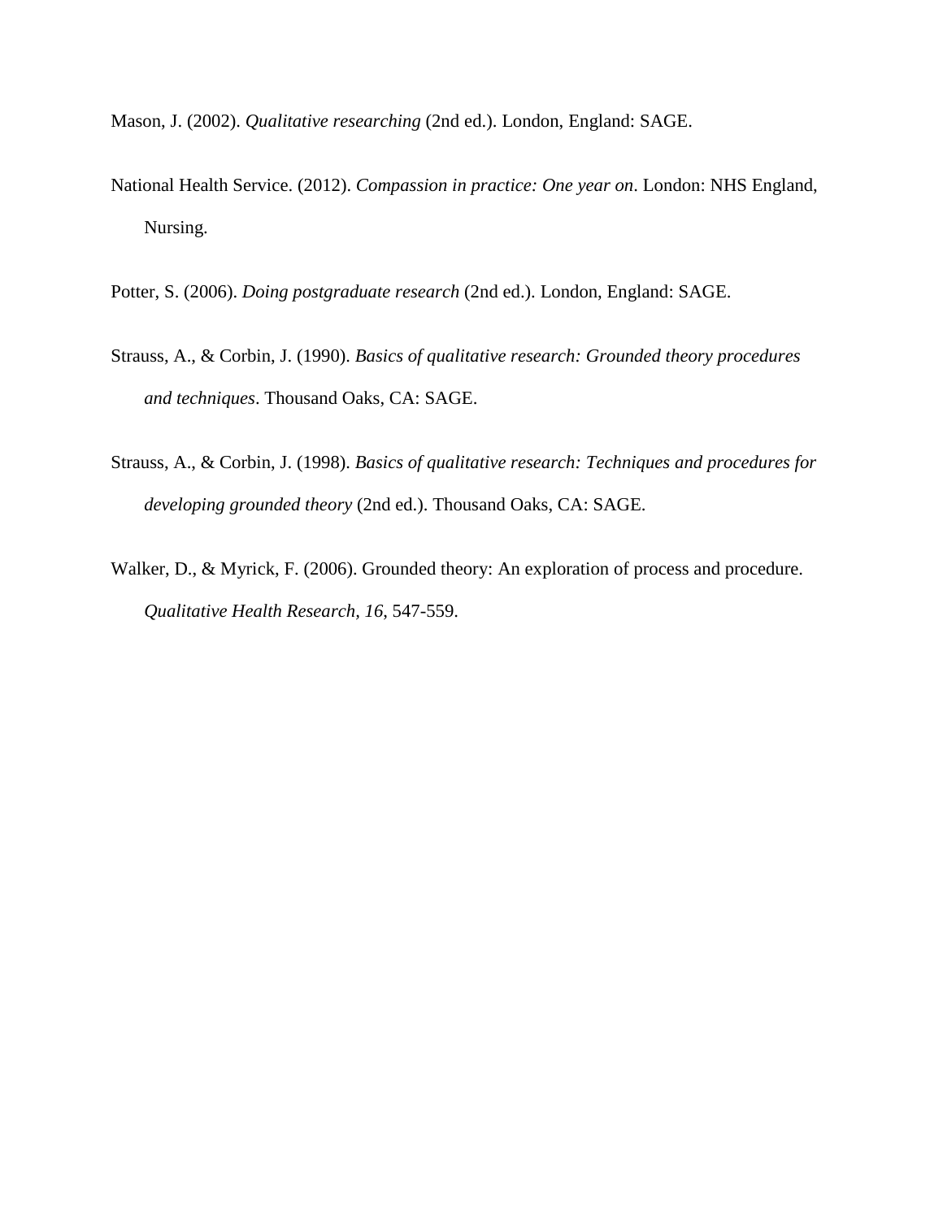Mason, J. (2002). *Qualitative researching* (2nd ed.). London, England: SAGE.

National Health Service. (2012). *Compassion in practice: One year on*. London: NHS England, Nursing.

Potter, S. (2006). *Doing postgraduate research* (2nd ed.). London, England: SAGE.

Strauss, A., & Corbin, J. (1990). *Basics of qualitative research: Grounded theory procedures and techniques*. Thousand Oaks, CA: SAGE.

Strauss, A., & Corbin, J. (1998). *Basics of qualitative research: Techniques and procedures for developing grounded theory* (2nd ed.). Thousand Oaks, CA: SAGE.

Walker, D., & Myrick, F. (2006). Grounded theory: An exploration of process and procedure. *Qualitative Health Research, 16*, 547-559.